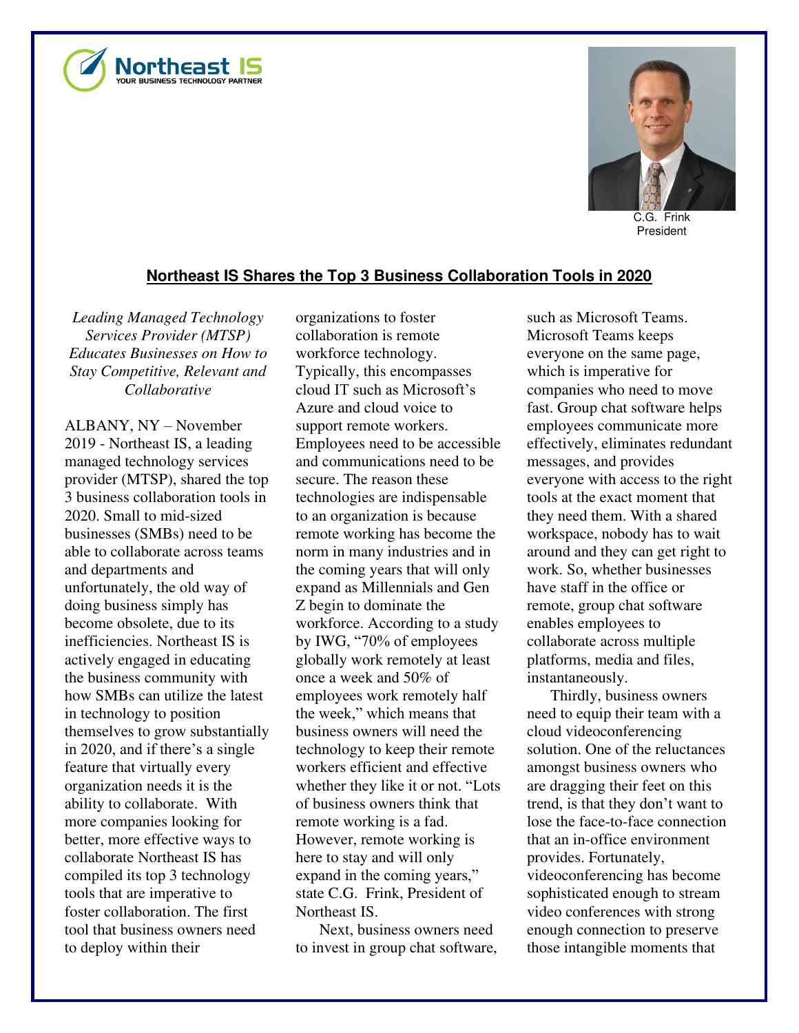C.G. Frink
President

## Northeast IS Shares the Top 3 Business Collaboration Tools in 2020

*Leading Managed Technology Services Provider (MTSP) Educates Businesses on How to Stay Competitive, Relevant and Collaborative*

ALBANY, NY – November 2019 - Northeast IS, a leading managed technology services provider (MTSP), shared the top 3 business collaboration tools in 2020. Small to mid-sized businesses (SMBs) need to be able to collaborate across teams and departments and unfortunately, the old way of doing business simply has become obsolete, due to its inefficiencies. Northeast IS is actively engaged in educating the business community with how SMBs can utilize the latest in technology to position themselves to grow substantially in 2020, and if there's a single feature that virtually every organization needs it is the ability to collaborate. With more companies looking for better, more effective ways to collaborate Northeast IS has compiled its top 3 technology tools that are imperative to foster collaboration. The first tool that business owners need to deploy within their organizations to foster collaboration is remote workforce technology. Typically, this encompasses cloud IT such as Microsoft's Azure and cloud voice to support remote workers. Employees need to be accessible and communications need to be secure. The reason these technologies are indispensable to an organization is because remote working has become the norm in many industries and in the coming years that will only expand as Millennials and Gen Z begin to dominate the workforce. According to a study by IWG, "70% of employees globally work remotely at least once a week and 50% of employees work remotely half the week," which means that business owners will need the technology to keep their remote workers efficient and effective whether they like it or not. "Lots of business owners think that remote working is a fad. However, remote working is here to stay and will only expand in the coming years," state C.G. Frink, President of Northeast IS.

Next, business owners need to invest in group chat software, such as Microsoft Teams. Microsoft Teams keeps everyone on the same page, which is imperative for companies who need to move fast. Group chat software helps employees communicate more effectively, eliminates redundant messages, and provides everyone with access to the right tools at the exact moment that they need them. With a shared workspace, nobody has to wait around and they can get right to work. So, whether businesses have staff in the office or remote, group chat software enables employees to collaborate across multiple platforms, media and files, instantaneously.

Thirdly, business owners need to equip their team with a cloud videoconferencing solution. One of the reluctances amongst business owners who are dragging their feet on this trend, is that they don't want to lose the face-to-face connection that an in-office environment provides. Fortunately, videoconferencing has become sophisticated enough to stream video conferences with strong enough connection to preserve those intangible moments that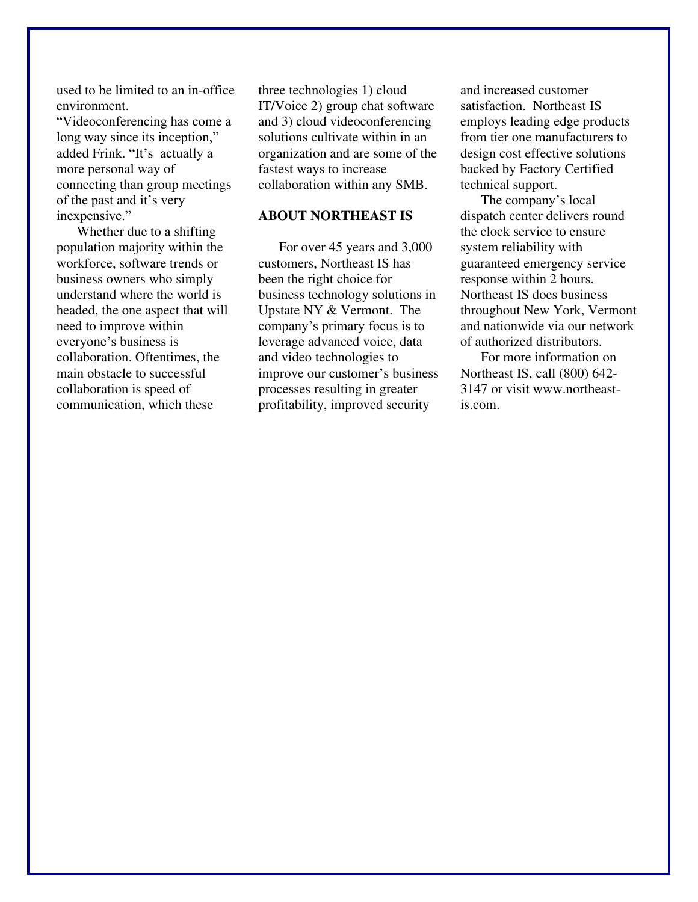used to be limited to an in-office environment.

"Videoconferencing has come a long way since its inception," added Frink. "It's actually a more personal way of connecting than group meetings of the past and it's very inexpensive."

Whether due to a shifting population majority within the workforce, software trends or business owners who simply understand where the world is headed, the one aspect that will need to improve within everyone's business is collaboration. Oftentimes, the main obstacle to successful collaboration is speed of communication, which these three technologies 1) cloud IT/Voice 2) group chat software and 3) cloud videoconferencing solutions cultivate within in an organization and are some of the fastest ways to increase collaboration within any SMB.

**ABOUT NORTHEAST IS**

For over 45 years and 3,000 customers, Northeast IS has been the right choice for business technology solutions in Upstate NY & Vermont. The company's primary focus is to leverage advanced voice, data and video technologies to improve our customer's business processes resulting in greater profitability, improved security and increased customer satisfaction. Northeast IS employs leading edge products from tier one manufacturers to design cost effective solutions backed by Factory Certified technical support.

The company's local dispatch center delivers round the clock service to ensure system reliability with guaranteed emergency service response within 2 hours. Northeast IS does business throughout New York, Vermont and nationwide via our network of authorized distributors.

For more information on Northeast IS, call (800) 642-3147 or visit www.northeast-is.com.